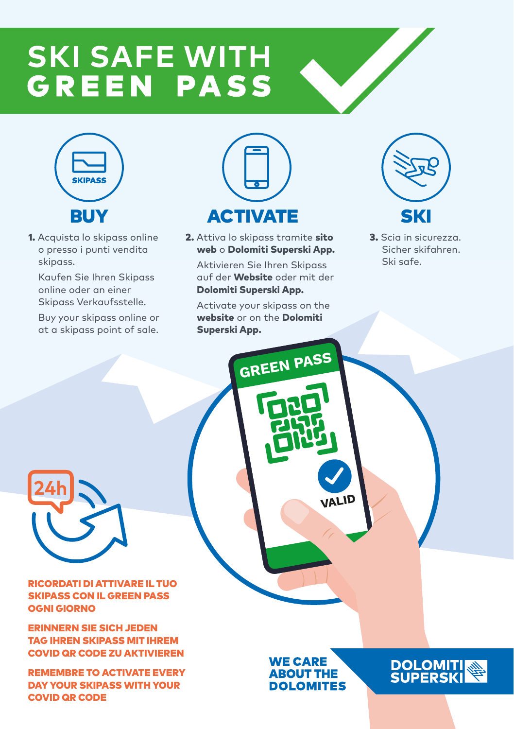# SKI SAFE WITH GREEN PASS

SKIPASS

## BUY

**1.** Acquista lo skipass online o presso i punti vendita skipass.

Kaufen Sie Ihren Skipass online oder an einer Skipass Verkaufsstelle.

Buy your skipass online or at a skipass point of sale.

## ACTIVATE

**2.** Attiva lo skipass tramite **sito web** o **Dolomiti Superski App.**

Aktivieren Sie Ihren Skipass auf der **Website** oder mit der **Dolomiti Superski App.**

Activate your skipass on the **website** or on the **Dolomiti Superski App.**

## SKI

**3.** Scia in sicurezza.
Sicher skifahren.
Ski safe.

GREEN PASS

VALID

24h

**RICORDATI DI ATTIVARE IL TUO SKIPASS CON IL GREEN PASS OGNI GIORNO**

**ERINNERN SIE SICH JEDEN TAG IHREN SKIPASS MIT IHREM COVID QR CODE ZU AKTIVIEREN**

**REMEMBRE TO ACTIVATE EVERY DAY YOUR SKIPASS WITH YOUR COVID QR CODE**

**WE CARE ABOUT THE DOLOMITES**

**DOLOMITI SUPERSKI**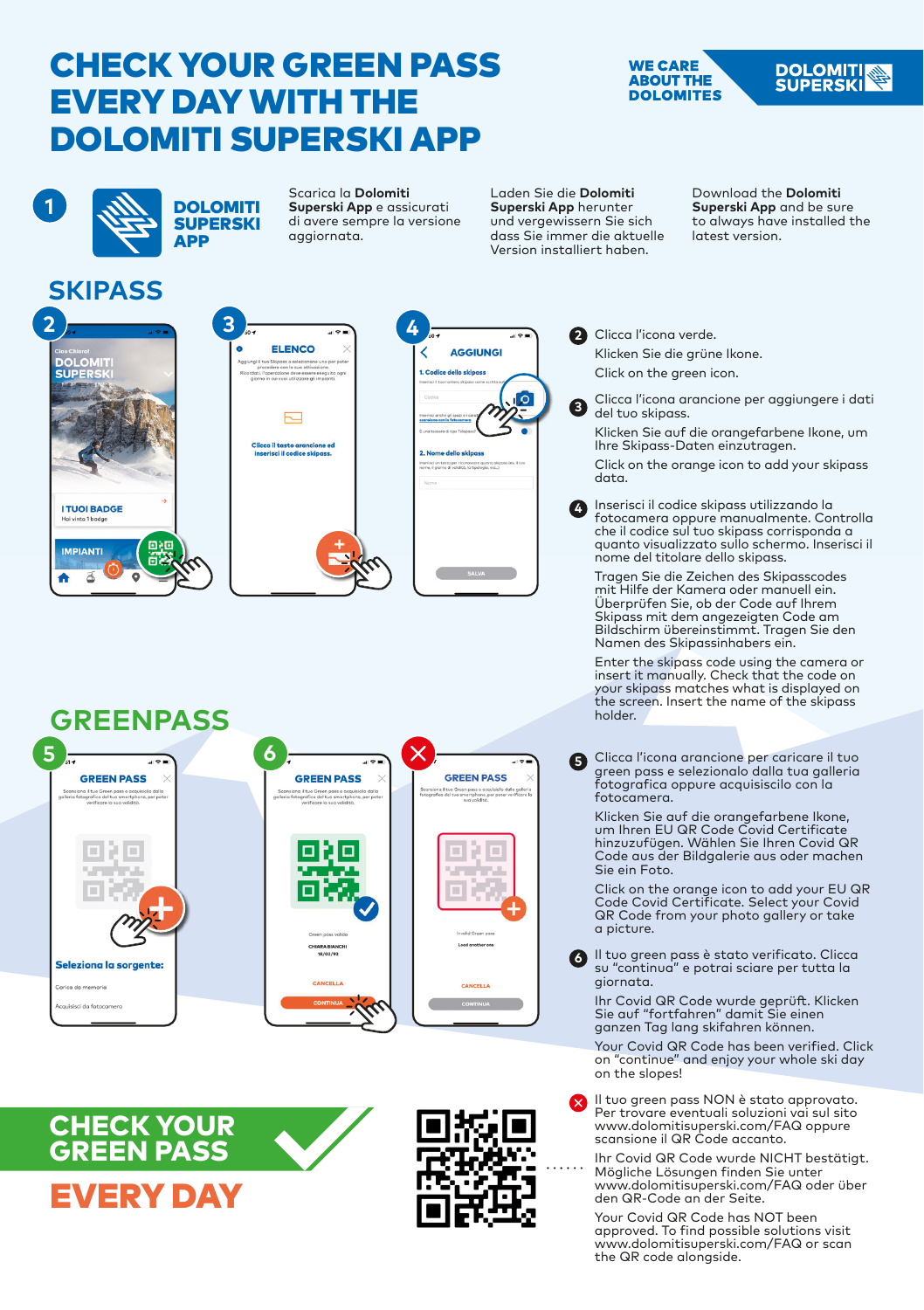# CHECK YOUR GREEN PASS EVERY DAY WITH THE DOLOMITI SUPERSKI APP

WE CARE ABOUT THE DOLOMITES

DOLOMITI SUPERSKI

**1** DOLOMITI SUPERSKI APP

Scarica la **Dolomiti Superski App** e assicurati di avere sempre la versione aggiornata.

Laden Sie die **Dolomiti Superski App** herunter und vergewissern Sie sich dass Sie immer die aktuelle Version installiert haben.

Download the **Dolomiti Superski App** and be sure to always have installed the latest version.

## SKIPASS

**2** Clicca l'icona verde.

Klicken Sie die grüne Ikone.

Click on the green icon.

**3** Clicca l'icona arancione per aggiungere i dati del tuo skipass.

Klicken Sie auf die orangefarbene Ikone, um Ihre Skipass-Daten einzutragen.

Click on the orange icon to add your skipass data.

**4** Inserisci il codice skipass utilizzando la fotocamera oppure manualmente. Controlla che il codice sul tuo skipass corrisponda a quanto visualizzato sullo schermo. Inserisci il nome del titolare dello skipass.

Tragen Sie die Zeichen des Skipasscodes mit Hilfe der Kamera oder manuell ein. Überprüfen Sie, ob der Code auf Ihrem Skipass mit dem angezeigten Code am Bildschirm übereinstimmt. Tragen Sie den Namen des Skipassinhabers ein.

Enter the skipass code using the camera or insert it manually. Check that the code on your skipass matches what is displayed on the screen. Insert the name of the skipass holder.

## GREENPASS

**5** Clicca l'icona arancione per caricare il tuo green pass e selezionalo dalla tua galleria fotografica oppure acquisiscilo con la fotocamera.

Klicken Sie auf die orangefarbene Ikone, um Ihren EU QR Code Covid Certificate hinzuzufügen. Wählen Sie Ihren Covid QR Code aus der Bildgalerie aus oder machen Sie ein Foto.

Click on the orange icon to add your EU QR Code Covid Certificate. Select your Covid QR Code from your photo gallery or take a picture.

**6** Il tuo green pass è stato verificato. Clicca su "continua" e potrai sciare per tutta la giornata.

Ihr Covid QR Code wurde geprüft. Klicken Sie auf "fortfahren" damit Sie einen ganzen Tag lang skifahren können.

Your Covid QR Code has been verified. Click on "continue" and enjoy your whole ski day on the slopes!

**✕** Il tuo green pass NON è stato approvato. Per trovare eventuali soluzioni vai sul sito www.dolomitisuperski.com/FAQ oppure scansione il QR Code accanto.

Ihr Covid QR Code wurde NICHT bestätigt. Mögliche Lösungen finden Sie unter www.dolomitisuperski.com/FAQ oder über den QR-Code an der Seite.

Your Covid QR Code has NOT been approved. To find possible solutions visit www.dolomitisuperski.com/FAQ or scan the QR code alongside.

**CHECK YOUR GREEN PASS EVERY DAY**